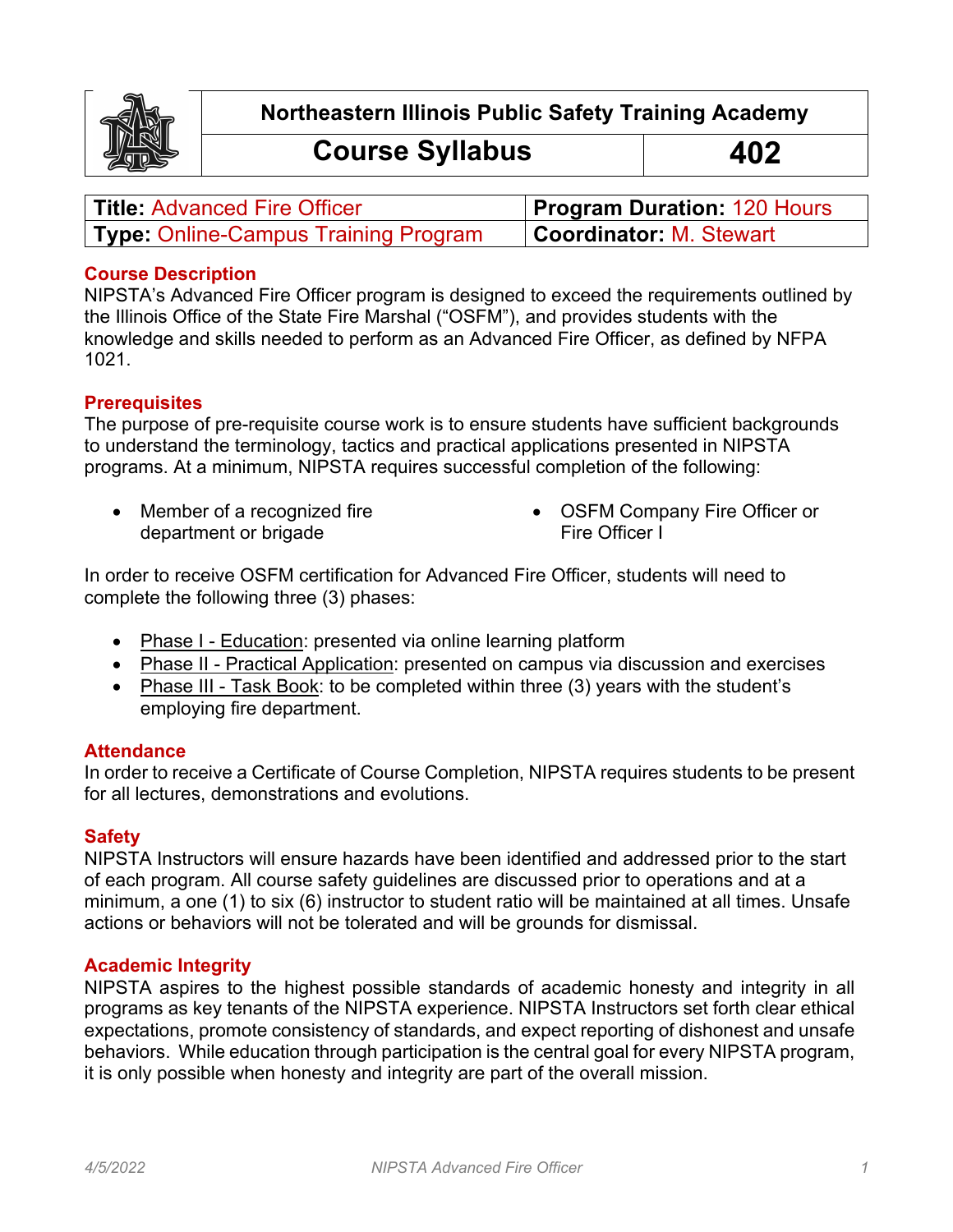| Northeastern Illinois Public Safety Training Academy | |
|---|---|
| **Course Syllabus** | **402** |

| | |
|---|---|
| **Title:** Advanced Fire Officer | **Program Duration:** 120 Hours |
| **Type:** Online-Campus Training Program | **Coordinator:** M. Stewart |

## Course Description

NIPSTA's Advanced Fire Officer program is designed to exceed the requirements outlined by the Illinois Office of the State Fire Marshal ("OSFM"), and provides students with the knowledge and skills needed to perform as an Advanced Fire Officer, as defined by NFPA 1021.

## Prerequisites

The purpose of pre-requisite course work is to ensure students have sufficient backgrounds to understand the terminology, tactics and practical applications presented in NIPSTA programs. At a minimum, NIPSTA requires successful completion of the following:

- Member of a recognized fire department or brigade
- OSFM Company Fire Officer or Fire Officer I

In order to receive OSFM certification for Advanced Fire Officer, students will need to complete the following three (3) phases:

- Phase I - Education: presented via online learning platform
- Phase II - Practical Application: presented on campus via discussion and exercises
- Phase III - Task Book: to be completed within three (3) years with the student's employing fire department.

## Attendance

In order to receive a Certificate of Course Completion, NIPSTA requires students to be present for all lectures, demonstrations and evolutions.

## Safety

NIPSTA Instructors will ensure hazards have been identified and addressed prior to the start of each program. All course safety guidelines are discussed prior to operations and at a minimum, a one (1) to six (6) instructor to student ratio will be maintained at all times. Unsafe actions or behaviors will not be tolerated and will be grounds for dismissal.

## Academic Integrity

NIPSTA aspires to the highest possible standards of academic honesty and integrity in all programs as key tenants of the NIPSTA experience. NIPSTA Instructors set forth clear ethical expectations, promote consistency of standards, and expect reporting of dishonest and unsafe behaviors. While education through participation is the central goal for every NIPSTA program, it is only possible when honesty and integrity are part of the overall mission.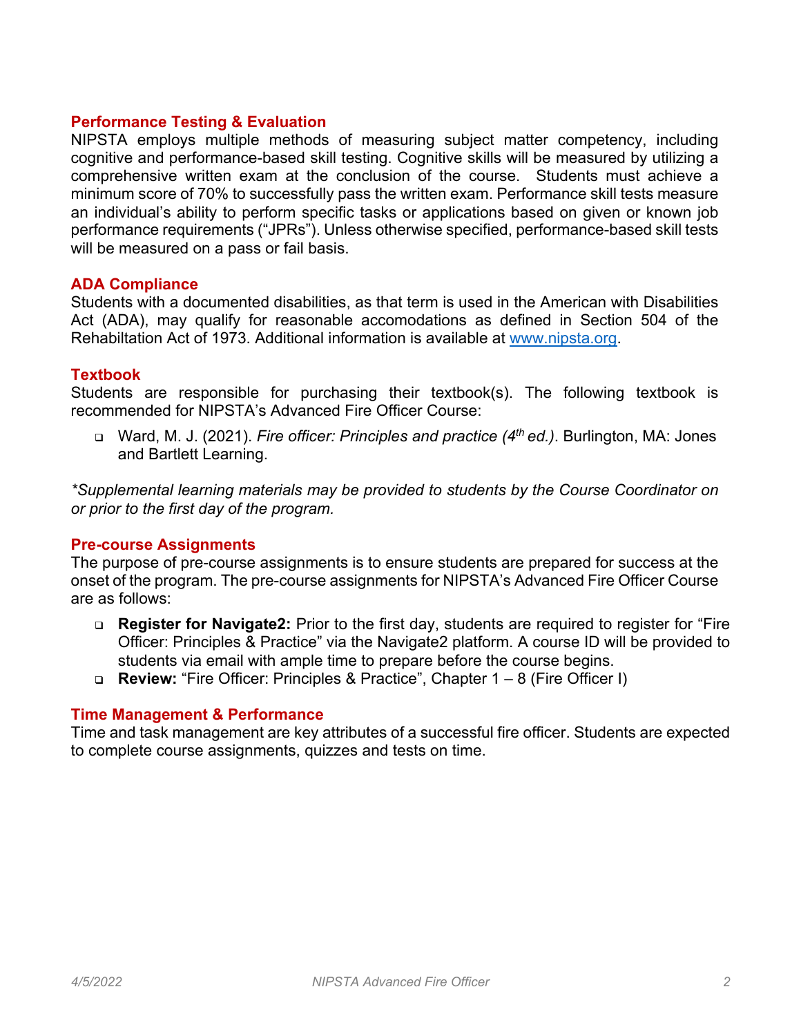## Performance Testing & Evaluation

NIPSTA employs multiple methods of measuring subject matter competency, including cognitive and performance-based skill testing. Cognitive skills will be measured by utilizing a comprehensive written exam at the conclusion of the course. Students must achieve a minimum score of 70% to successfully pass the written exam. Performance skill tests measure an individual's ability to perform specific tasks or applications based on given or known job performance requirements ("JPRs"). Unless otherwise specified, performance-based skill tests will be measured on a pass or fail basis.

## ADA Compliance

Students with a documented disabilities, as that term is used in the American with Disabilities Act (ADA), may qualify for reasonable accomodations as defined in Section 504 of the Rehabiltation Act of 1973. Additional information is available at [www.nipsta.org](http://www.nipsta.org).

## Textbook

Students are responsible for purchasing their textbook(s). The following textbook is recommended for NIPSTA's Advanced Fire Officer Course:

- Ward, M. J. (2021). *Fire officer: Principles and practice (4th ed.)*. Burlington, MA: Jones and Bartlett Learning.

**Supplemental learning materials may be provided to students by the Course Coordinator on or prior to the first day of the program.*

## Pre-course Assignments

The purpose of pre-course assignments is to ensure students are prepared for success at the onset of the program. The pre-course assignments for NIPSTA's Advanced Fire Officer Course are as follows:

- **Register for Navigate2:** Prior to the first day, students are required to register for "Fire Officer: Principles & Practice" via the Navigate2 platform. A course ID will be provided to students via email with ample time to prepare before the course begins.
- **Review:** "Fire Officer: Principles & Practice", Chapter 1 – 8 (Fire Officer I)

## Time Management & Performance

Time and task management are key attributes of a successful fire officer. Students are expected to complete course assignments, quizzes and tests on time.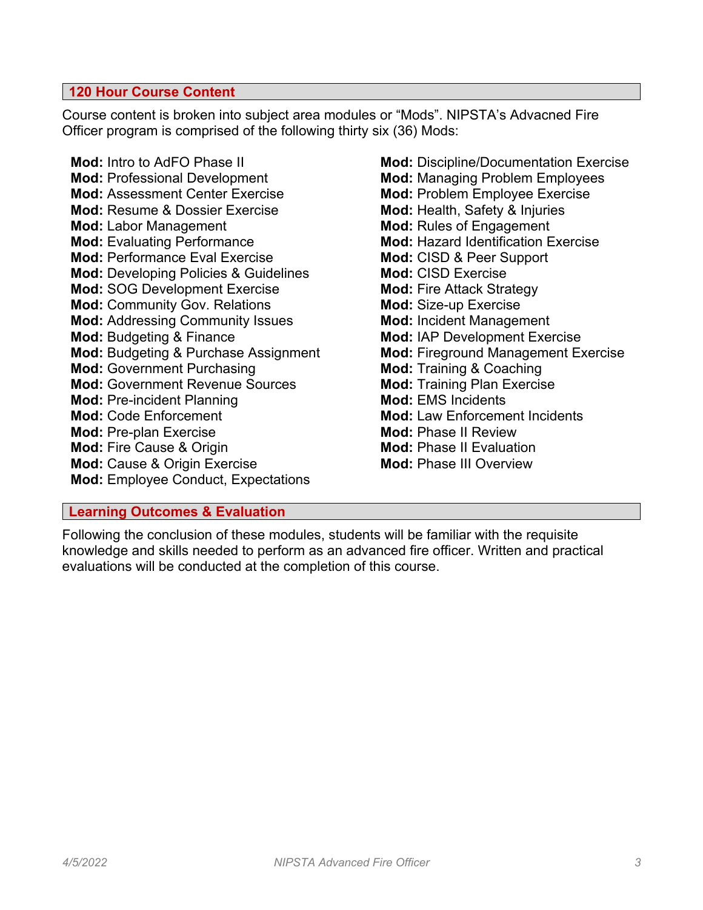## 120 Hour Course Content

Course content is broken into subject area modules or “Mods”. NIPSTA’s Advacned Fire Officer program is comprised of the following thirty six (36) Mods:

- **Mod:** Intro to AdFO Phase II
- **Mod:** Professional Development
- **Mod:** Assessment Center Exercise
- **Mod:** Resume & Dossier Exercise
- **Mod:** Labor Management
- **Mod:** Evaluating Performance
- **Mod:** Performance Eval Exercise
- **Mod:** Developing Policies & Guidelines
- **Mod:** SOG Development Exercise
- **Mod:** Community Gov. Relations
- **Mod:** Addressing Community Issues
- **Mod:** Budgeting & Finance
- **Mod:** Budgeting & Purchase Assignment
- **Mod:** Government Purchasing
- **Mod:** Government Revenue Sources
- **Mod:** Pre-incident Planning
- **Mod:** Code Enforcement
- **Mod:** Pre-plan Exercise
- **Mod:** Fire Cause & Origin
- **Mod:** Cause & Origin Exercise
- **Mod:** Employee Conduct, Expectations
- **Mod:** Discipline/Documentation Exercise
- **Mod:** Managing Problem Employees
- **Mod:** Problem Employee Exercise
- **Mod:** Health, Safety & Injuries
- **Mod:** Rules of Engagement
- **Mod:** Hazard Identification Exercise
- **Mod:** CISD & Peer Support
- **Mod:** CISD Exercise
- **Mod:** Fire Attack Strategy
- **Mod:** Size-up Exercise
- **Mod:** Incident Management
- **Mod:** IAP Development Exercise
- **Mod:** Fireground Management Exercise
- **Mod:** Training & Coaching
- **Mod:** Training Plan Exercise
- **Mod:** EMS Incidents
- **Mod:** Law Enforcement Incidents
- **Mod:** Phase II Review
- **Mod:** Phase II Evaluation
- **Mod:** Phase III Overview

## Learning Outcomes & Evaluation

Following the conclusion of these modules, students will be familiar with the requisite knowledge and skills needed to perform as an advanced fire officer. Written and practical evaluations will be conducted at the completion of this course.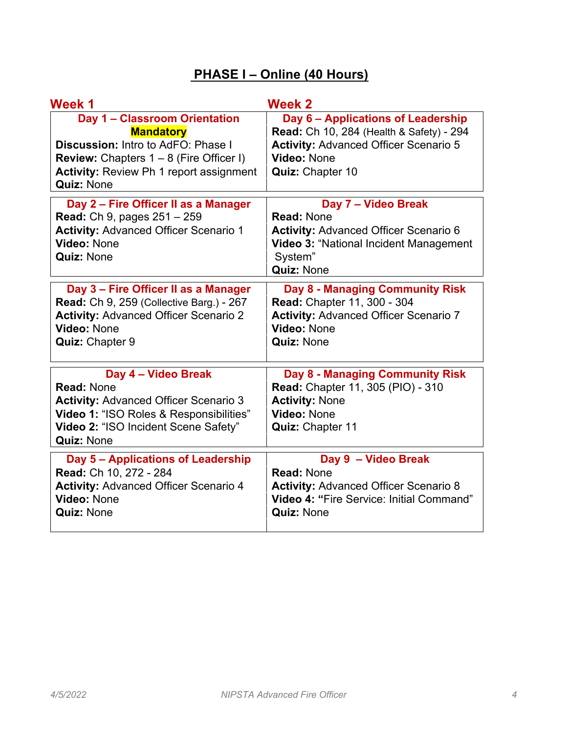# PHASE I – Online (40 Hours)

| Week 1 | Week 2 |
|---|---|
| **Day 1 – Classroom Orientation** **Mandatory** **Discussion:** Intro to AdFO: Phase I **Review:** Chapters 1 – 8 (Fire Officer I) **Activity:** Review Ph 1 report assignment **Quiz:** None | **Day 6 – Applications of Leadership** **Read:** Ch 10, 284 (Health & Safety) - 294 **Activity:** Advanced Officer Scenario 5 **Video:** None **Quiz:** Chapter 10 |
| **Day 2 – Fire Officer II as a Manager** **Read:** Ch 9, pages 251 – 259 **Activity:** Advanced Officer Scenario 1 **Video:** None **Quiz:** None | **Day 7 – Video Break** **Read:** None **Activity:** Advanced Officer Scenario 6 **Video 3:** "National Incident Management System" **Quiz:** None |
| **Day 3 – Fire Officer II as a Manager** **Read:** Ch 9, 259 (Collective Barg.) - 267 **Activity:** Advanced Officer Scenario 2 **Video:** None **Quiz:** Chapter 9 | **Day 8 - Managing Community Risk** **Read:** Chapter 11, 300 - 304 **Activity:** Advanced Officer Scenario 7 **Video:** None **Quiz:** None |
| **Day 4 – Video Break** **Read:** None **Activity:** Advanced Officer Scenario 3 **Video 1:** "ISO Roles & Responsibilities" **Video 2:** "ISO Incident Scene Safety" **Quiz:** None | **Day 8 - Managing Community Risk** **Read:** Chapter 11, 305 (PIO) - 310 **Activity:** None **Video:** None **Quiz:** Chapter 11 |
| **Day 5 – Applications of Leadership** **Read:** Ch 10, 272 - 284 **Activity:** Advanced Officer Scenario 4 **Video:** None **Quiz:** None | **Day 9 – Video Break** **Read:** None **Activity:** Advanced Officer Scenario 8 **Video 4: "**Fire Service: Initial Command" **Quiz:** None |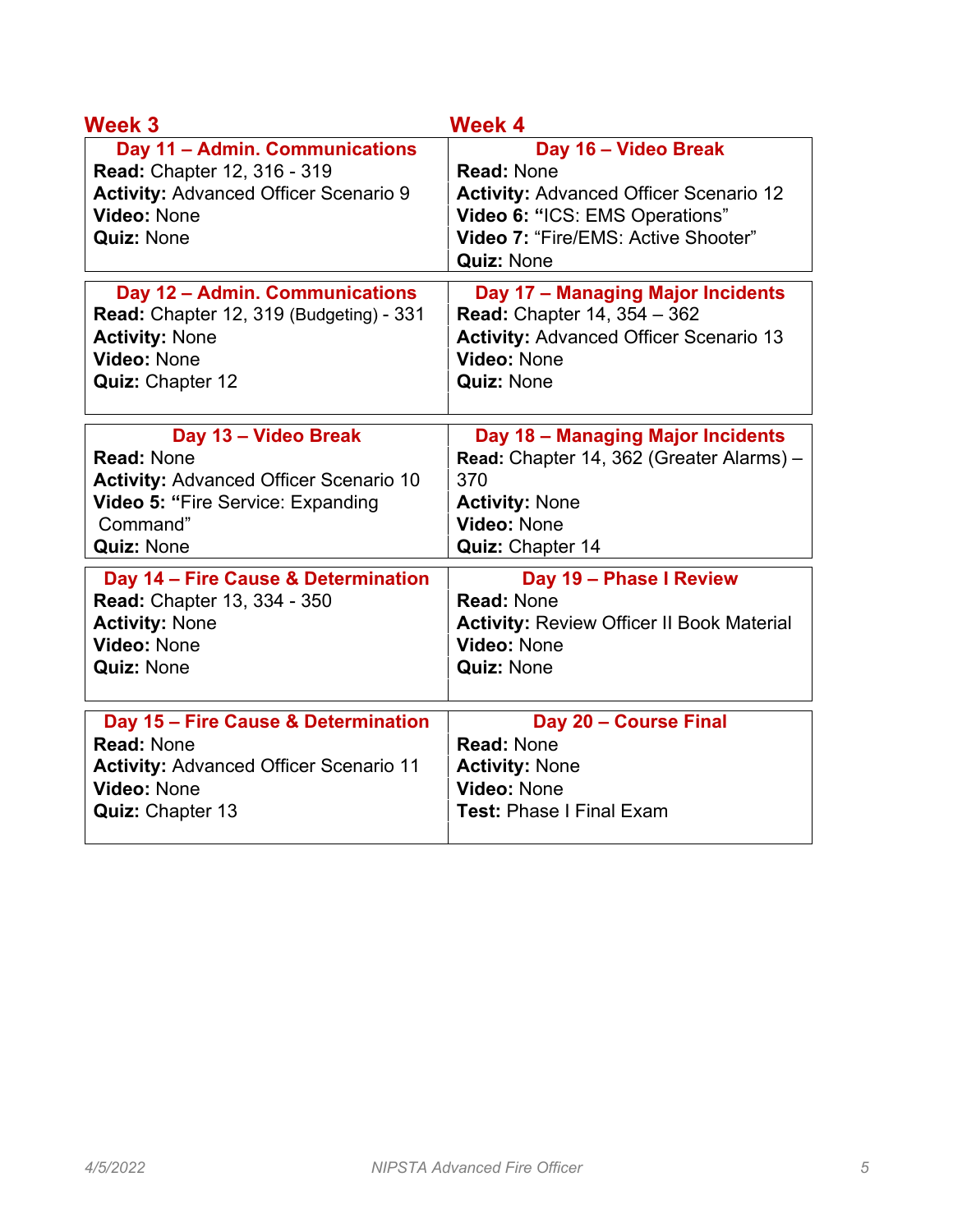## Week 3

### Day 11 – Admin. Communications
**Read:** Chapter 12, 316 - 319
**Activity:** Advanced Officer Scenario 9
**Video:** None
**Quiz:** None

### Day 12 – Admin. Communications
**Read:** Chapter 12, 319 (Budgeting) - 331
**Activity:** None
**Video:** None
**Quiz:** Chapter 12

### Day 13 – Video Break
**Read:** None
**Activity:** Advanced Officer Scenario 10
**Video 5:** "Fire Service: Expanding Command"
**Quiz:** None

### Day 14 – Fire Cause & Determination
**Read:** Chapter 13, 334 - 350
**Activity:** None
**Video:** None
**Quiz:** None

### Day 15 – Fire Cause & Determination
**Read:** None
**Activity:** Advanced Officer Scenario 11
**Video:** None
**Quiz:** Chapter 13

## Week 4

### Day 16 – Video Break
**Read:** None
**Activity:** Advanced Officer Scenario 12
**Video 6:** "ICS: EMS Operations"
**Video 7:** "Fire/EMS: Active Shooter"
**Quiz:** None

### Day 17 – Managing Major Incidents
**Read:** Chapter 14, 354 – 362
**Activity:** Advanced Officer Scenario 13
**Video:** None
**Quiz:** None

### Day 18 – Managing Major Incidents
**Read:** Chapter 14, 362 (Greater Alarms) – 370
**Activity:** None
**Video:** None
**Quiz:** Chapter 14

### Day 19 – Phase I Review
**Read:** None
**Activity:** Review Officer II Book Material
**Video:** None
**Quiz:** None

### Day 20 – Course Final
**Read:** None
**Activity:** None
**Video:** None
**Test:** Phase I Final Exam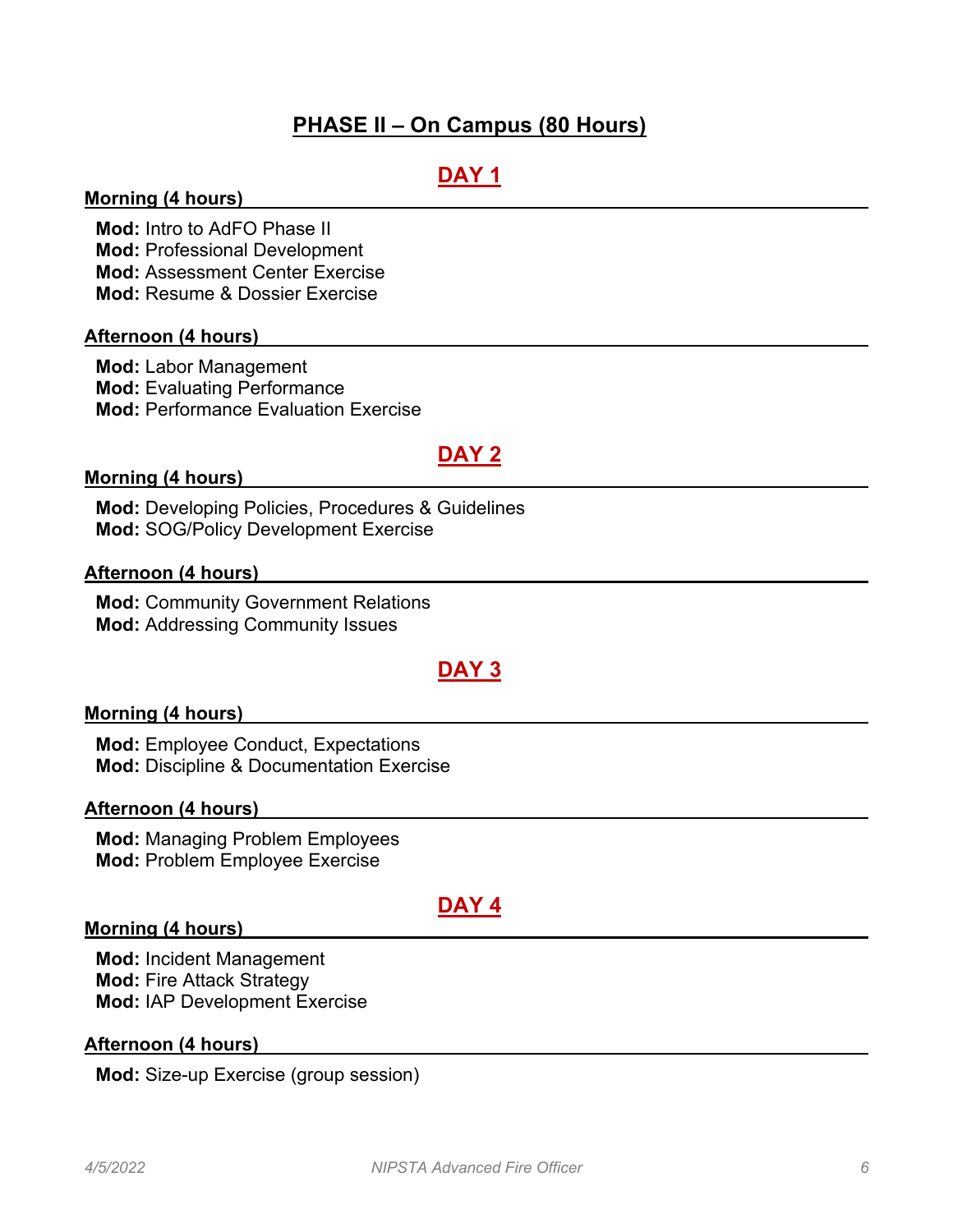## PHASE II – On Campus (80 Hours)

### DAY 1

**Morning (4 hours)**

**Mod:** Intro to AdFO Phase II
**Mod:** Professional Development
**Mod:** Assessment Center Exercise
**Mod:** Resume & Dossier Exercise

**Afternoon (4 hours)**

**Mod:** Labor Management
**Mod:** Evaluating Performance
**Mod:** Performance Evaluation Exercise

### DAY 2

**Morning (4 hours)**

**Mod:** Developing Policies, Procedures & Guidelines
**Mod:** SOG/Policy Development Exercise

**Afternoon (4 hours)**

**Mod:** Community Government Relations
**Mod:** Addressing Community Issues

### DAY 3

**Morning (4 hours)**

**Mod:** Employee Conduct, Expectations
**Mod:** Discipline & Documentation Exercise

**Afternoon (4 hours)**

**Mod:** Managing Problem Employees
**Mod:** Problem Employee Exercise

### DAY 4

**Morning (4 hours)**

**Mod:** Incident Management
**Mod:** Fire Attack Strategy
**Mod:** IAP Development Exercise

**Afternoon (4 hours)**

**Mod:** Size-up Exercise (group session)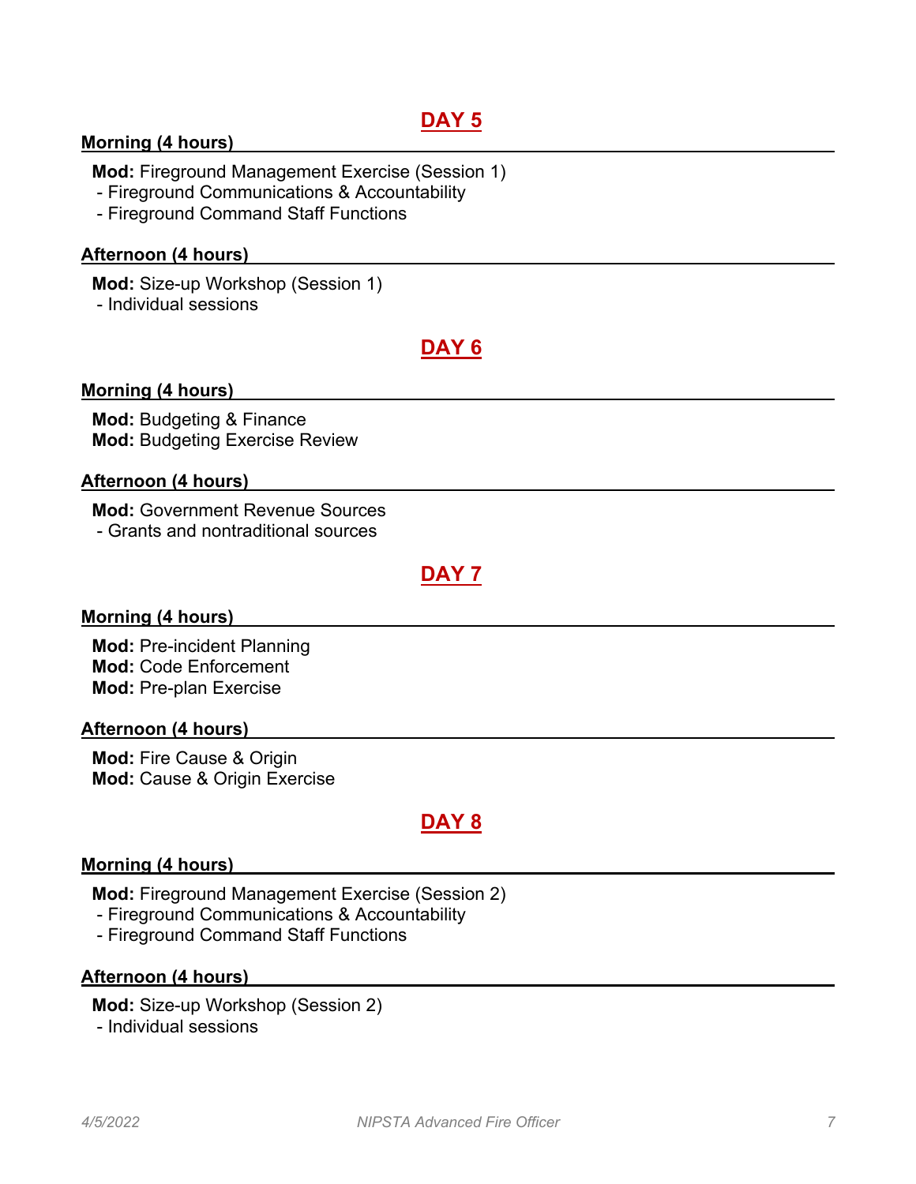## DAY 5

**Morning (4 hours)**

**Mod:** Fireground Management Exercise (Session 1)
- Fireground Communications & Accountability
- Fireground Command Staff Functions

**Afternoon (4 hours)**

**Mod:** Size-up Workshop (Session 1)
- Individual sessions

## DAY 6

**Morning (4 hours)**

**Mod:** Budgeting & Finance
**Mod:** Budgeting Exercise Review

**Afternoon (4 hours)**

**Mod:** Government Revenue Sources
- Grants and nontraditional sources

## DAY 7

**Morning (4 hours)**

**Mod:** Pre-incident Planning
**Mod:** Code Enforcement
**Mod:** Pre-plan Exercise

**Afternoon (4 hours)**

**Mod:** Fire Cause & Origin
**Mod:** Cause & Origin Exercise

## DAY 8

**Morning (4 hours)**

**Mod:** Fireground Management Exercise (Session 2)
- Fireground Communications & Accountability
- Fireground Command Staff Functions

**Afternoon (4 hours)**

**Mod:** Size-up Workshop (Session 2)
- Individual sessions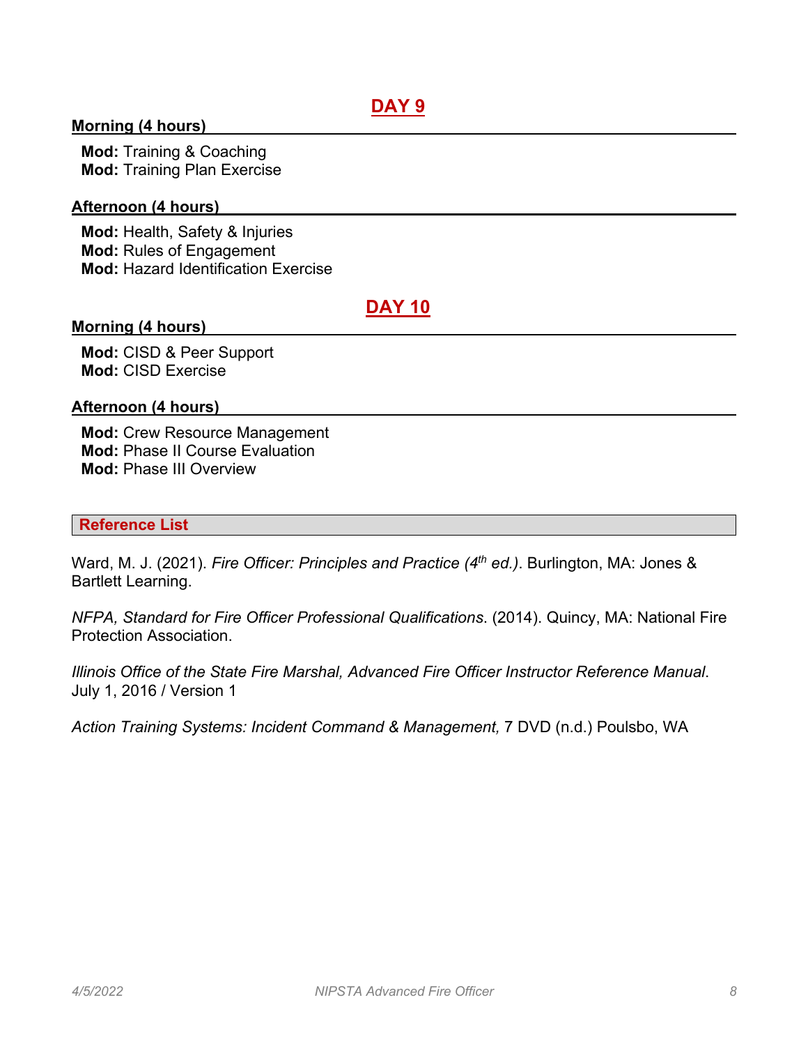## DAY 9

**Morning (4 hours)**

**Mod:** Training & Coaching
**Mod:** Training Plan Exercise

**Afternoon (4 hours)**

**Mod:** Health, Safety & Injuries
**Mod:** Rules of Engagement
**Mod:** Hazard Identification Exercise

## DAY 10

**Morning (4 hours)**

**Mod:** CISD & Peer Support
**Mod:** CISD Exercise

**Afternoon (4 hours)**

**Mod:** Crew Resource Management
**Mod:** Phase II Course Evaluation
**Mod:** Phase III Overview

### Reference List

Ward, M. J. (2021). *Fire Officer: Principles and Practice (4th ed.)*. Burlington, MA: Jones & Bartlett Learning.

*NFPA, Standard for Fire Officer Professional Qualifications*. (2014). Quincy, MA: National Fire Protection Association.

*Illinois Office of the State Fire Marshal, Advanced Fire Officer Instructor Reference Manual*. July 1, 2016 / Version 1

*Action Training Systems: Incident Command & Management,* 7 DVD (n.d.) Poulsbo, WA